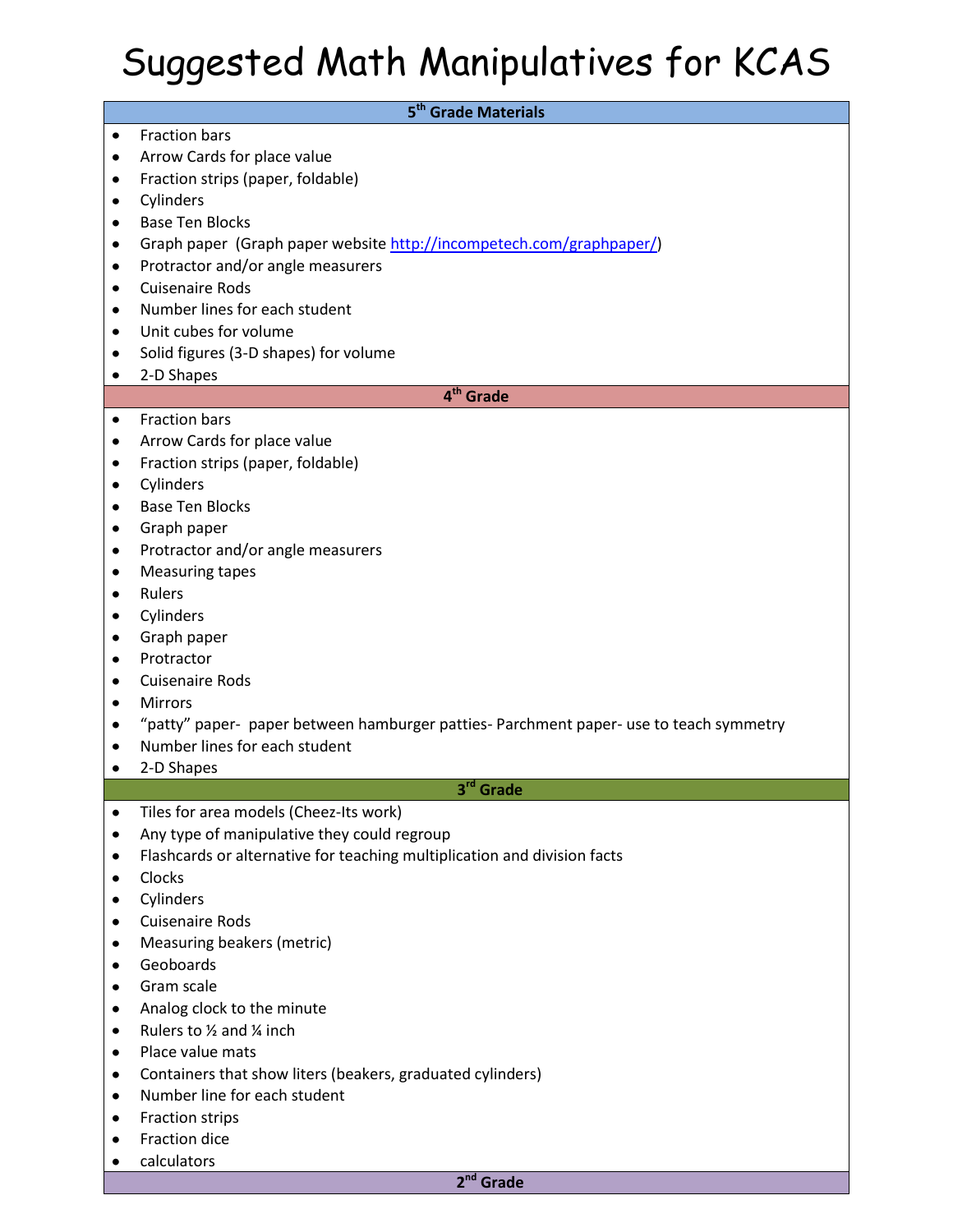# Suggested Math Manipulatives for KCAS

## 5th Grade Materials

- Fraction bars
- Arrow Cards for place value
- Fraction strips (paper, foldable)
- Cylinders
- Base Ten Blocks
- Graph paper (Graph paper website http://incompetech.com/graphpaper/)
- Protractor and/or angle measurers
- Cuisenaire Rods
- Number lines for each student
- Unit cubes for volume
- Solid figures (3-D shapes) for volume
- 2-D Shapes

## 4th Grade

- Fraction bars
- Arrow Cards for place value
- Fraction strips (paper, foldable)
- Cylinders
- Base Ten Blocks
- Graph paper
- Protractor and/or angle measurers
- Measuring tapes
- Rulers
- Cylinders
- Graph paper
- Protractor
- Cuisenaire Rods
- Mirrors
- "patty" paper- paper between hamburger patties- Parchment paper- use to teach symmetry
- Number lines for each student
- 2-D Shapes

## 3rd Grade

- Tiles for area models (Cheez-Its work)
- Any type of manipulative they could regroup
- Flashcards or alternative for teaching multiplication and division facts
- Clocks
- Cylinders
- Cuisenaire Rods
- Measuring beakers (metric)
- Geoboards
- Gram scale
- Analog clock to the minute
- Rulers to ½ and ¼ inch
- Place value mats
- Containers that show liters (beakers, graduated cylinders)
- Number line for each student
- Fraction strips
- Fraction dice
- calculators

## 2nd Grade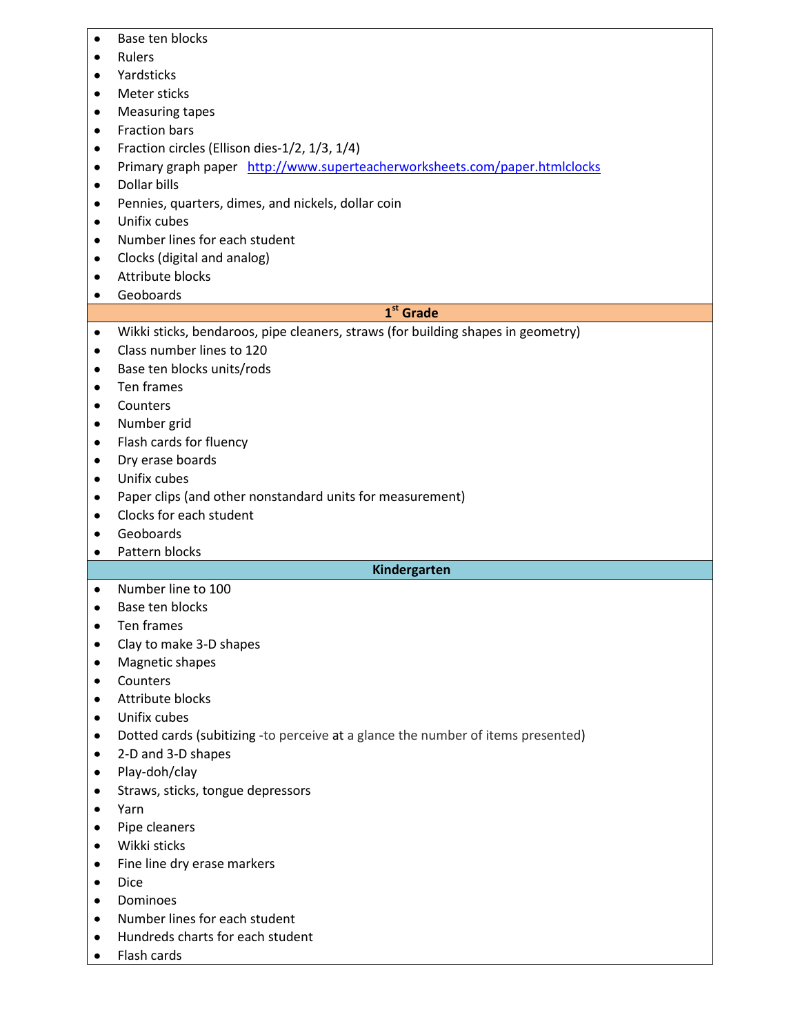- Base ten blocks
- Rulers
- Yardsticks
- Meter sticks
- Measuring tapes
- Fraction bars
- Fraction circles (Ellison dies-1/2, 1/3, 1/4)
- Primary graph paper [http://www.superteacherworksheets.com/paper.htmlclocks](http://www.superteacherworksheets.com/paper.htmlclocks)
- Dollar bills
- Pennies, quarters, dimes, and nickels, dollar coin
- Unifix cubes
- Number lines for each student
- Clocks (digital and analog)
- Attribute blocks
- Geoboards

## 1st Grade

- Wikki sticks, bendaroos, pipe cleaners, straws (for building shapes in geometry)
- Class number lines to 120
- Base ten blocks units/rods
- Ten frames
- Counters
- Number grid
- Flash cards for fluency
- Dry erase boards
- Unifix cubes
- Paper clips (and other nonstandard units for measurement)
- Clocks for each student
- Geoboards
- Pattern blocks

## Kindergarten

- Number line to 100
- Base ten blocks
- Ten frames
- Clay to make 3-D shapes
- Magnetic shapes
- Counters
- Attribute blocks
- Unifix cubes
- Dotted cards (subitizing -to perceive at a glance the number of items presented)
- 2-D and 3-D shapes
- Play-doh/clay
- Straws, sticks, tongue depressors
- Yarn
- Pipe cleaners
- Wikki sticks
- Fine line dry erase markers
- Dice
- Dominoes
- Number lines for each student
- Hundreds charts for each student
- Flash cards